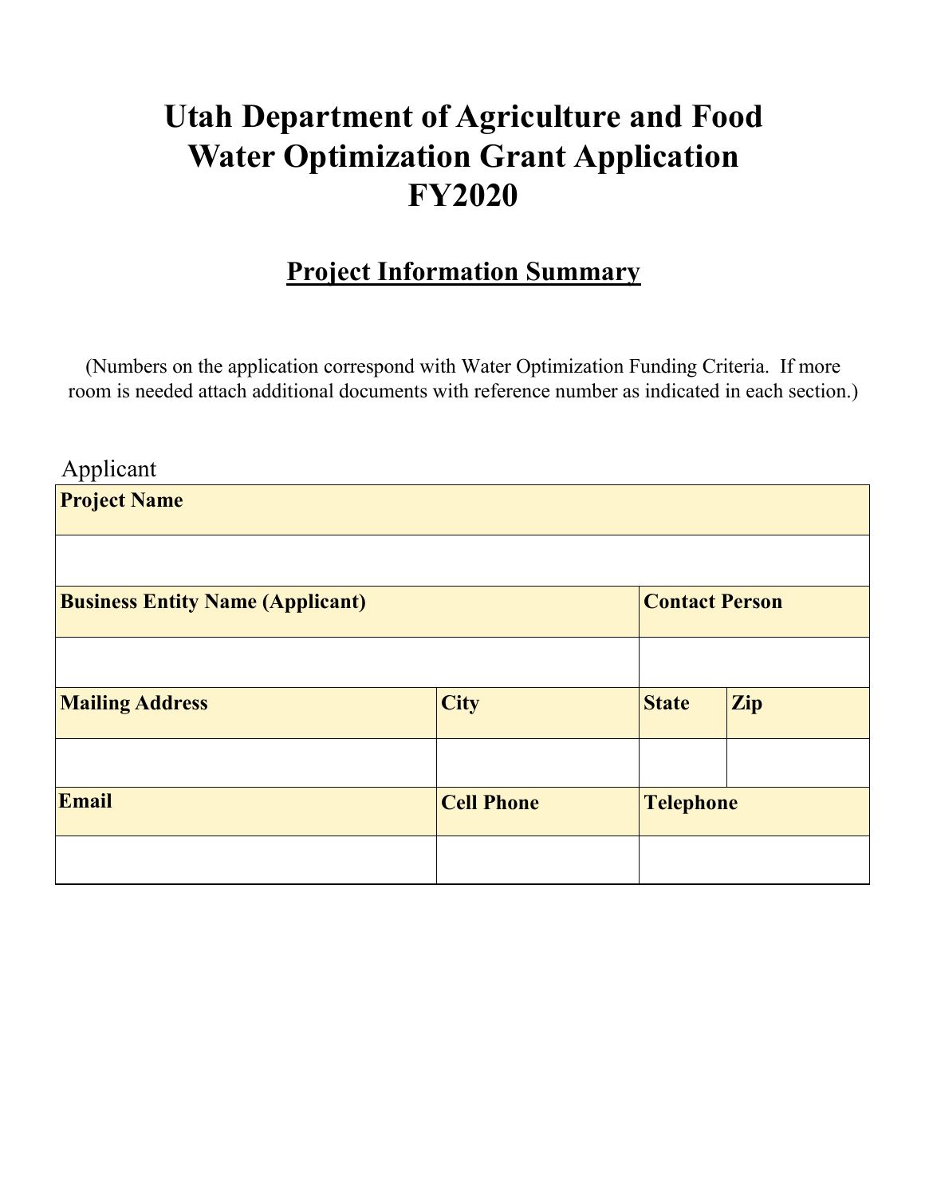# Utah Department of Agriculture and Food
# Water Optimization Grant Application
# FY2020

## Project Information Summary

(Numbers on the application correspond with Water Optimization Funding Criteria. If more room is needed attach additional documents with reference number as indicated in each section.)

Applicant

| **Project Name** | | | |
|---|---|---|---|
| | | | |
| **Business Entity Name (Applicant)** | | **Contact Person** | |
| | | | |
| **Mailing Address** | **City** | **State** | **Zip** |
| | | | |
| **Email** | **Cell Phone** | **Telephone** | |
| | | | |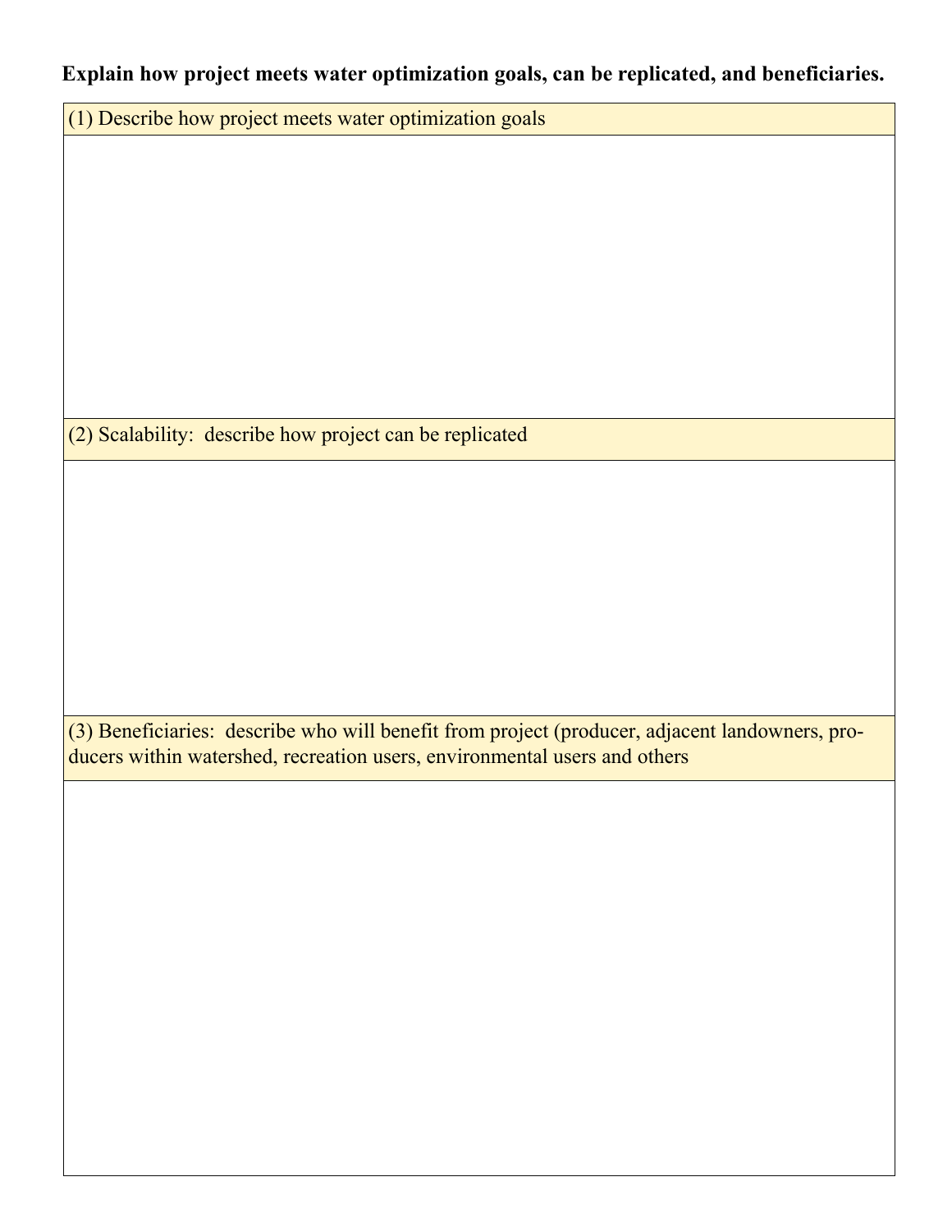**Explain how project meets water optimization goals, can be replicated, and beneficiaries.**

| (1) Describe how project meets water optimization goals |
| --- |
| |

| (2) Scalability: describe how project can be replicated |
| --- |
| |

| (3) Beneficiaries: describe who will benefit from project (producer, adjacent landowners, producers within watershed, recreation users, environmental users and others |
| --- |
| |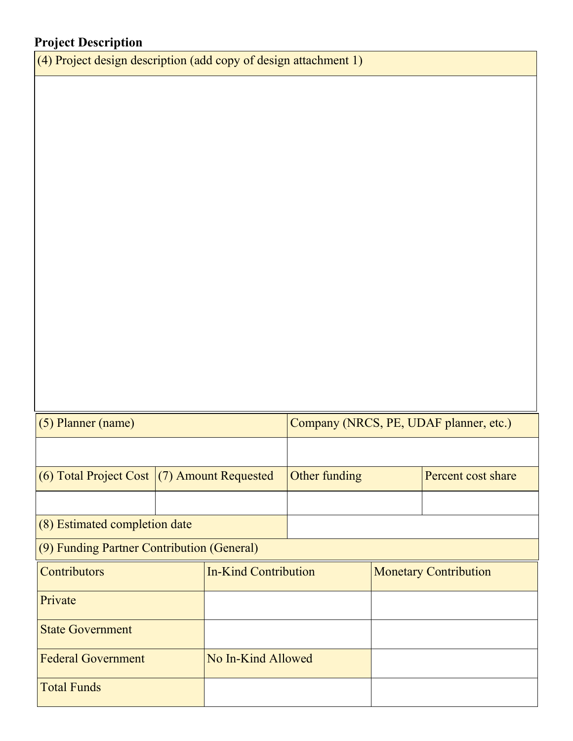**Project Description**

| (4) Project design description (add copy of design attachment 1) |
| --- |
| |

| (5) Planner (name) | | Company (NRCS, PE, UDAF planner, etc.) | |
| --- | --- | --- | --- |
| | | | |
| (6) Total Project Cost | (7) Amount Requested | Other funding | Percent cost share |
| | | | |
| (8) Estimated completion date | | | |
| (9) Funding Partner Contribution (General) | | | |

| Contributors | In-Kind Contribution | Monetary Contribution |
| --- | --- | --- |
| Private | | |
| State Government | | |
| Federal Government | No In-Kind Allowed | |
| Total Funds | | |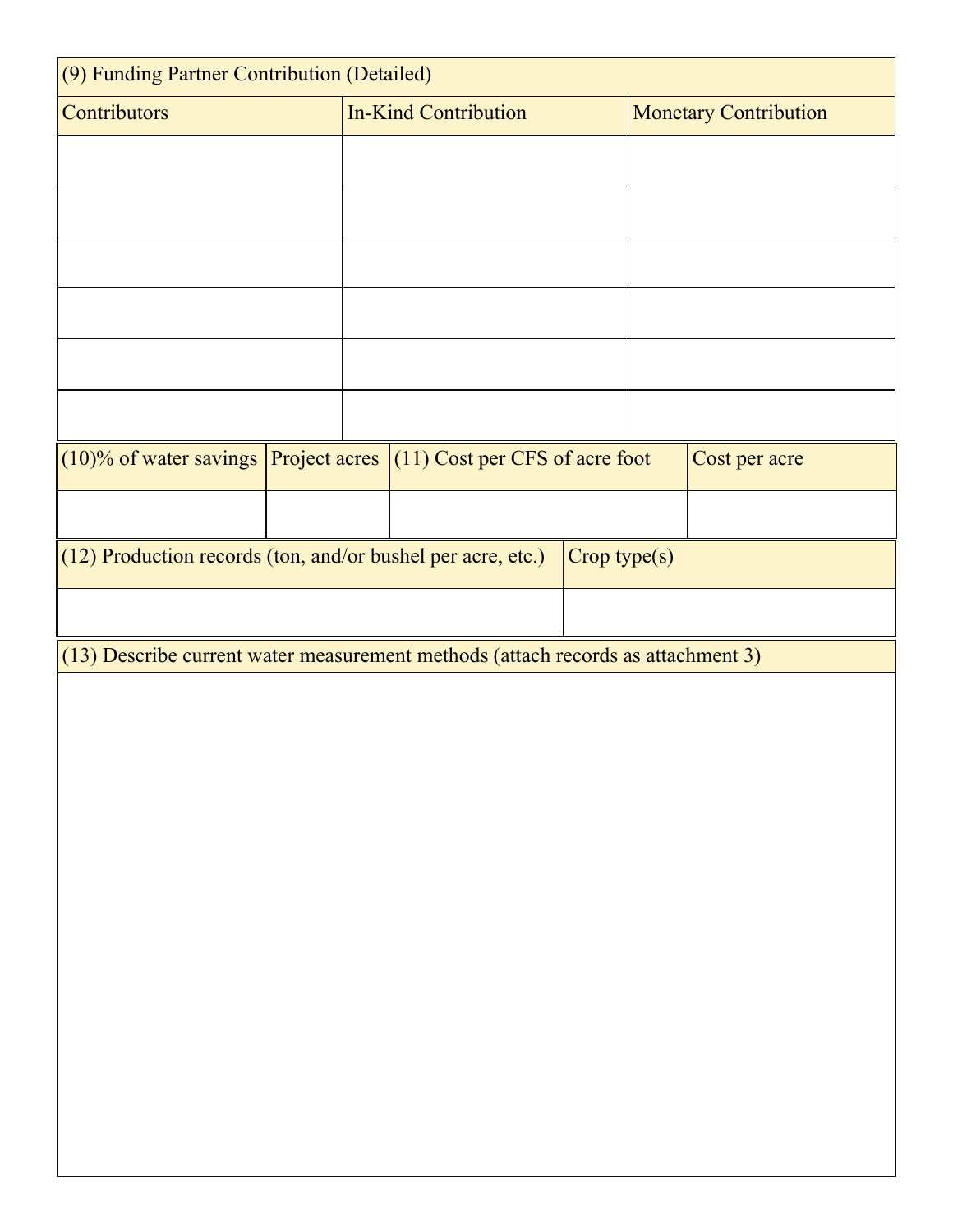| (9) Funding Partner Contribution (Detailed) | | |
|---|---|---|
| Contributors | In-Kind Contribution | Monetary Contribution |
| | | |
| | | |
| | | |
| | | |
| | | |
| | | |

| (10)% of water savings | Project acres | (11) Cost per CFS of acre foot | Cost per acre |
|---|---|---|---|
| | | | |

| (12) Production records (ton, and/or bushel per acre, etc.) | Crop type(s) |
|---|---|
| | |

| (13) Describe current water measurement methods (attach records as attachment 3) |
|---|
| |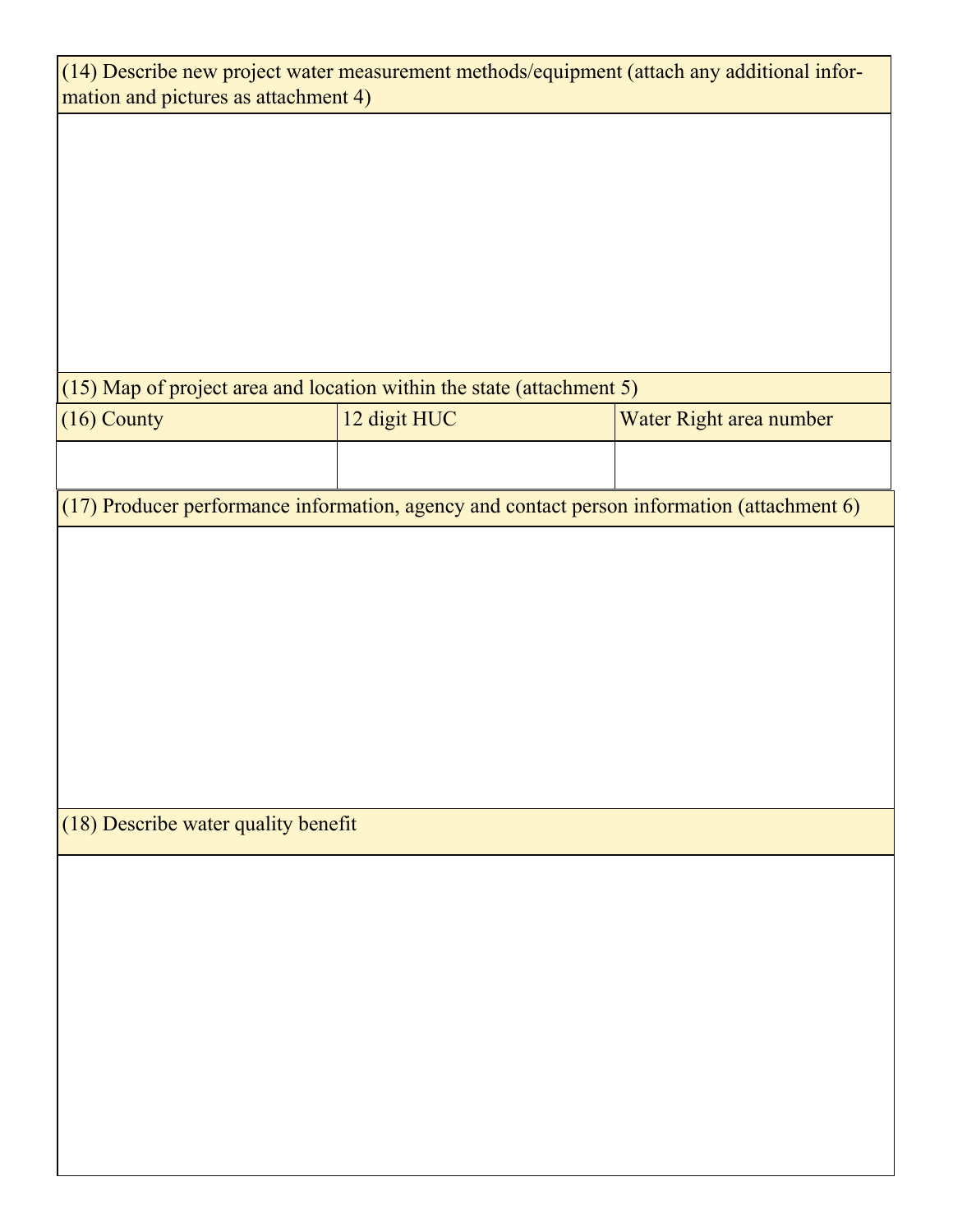| (14) Describe new project water measurement methods/equipment (attach any additional information and pictures as attachment 4) |
| --- |
| |

| (15) Map of project area and location within the state (attachment 5) | | |
| --- | --- | --- |
| (16) County | 12 digit HUC | Water Right area number |
| | | |

| (17) Producer performance information, agency and contact person information (attachment 6) |
| --- |
| |

| (18) Describe water quality benefit |
| --- |
| |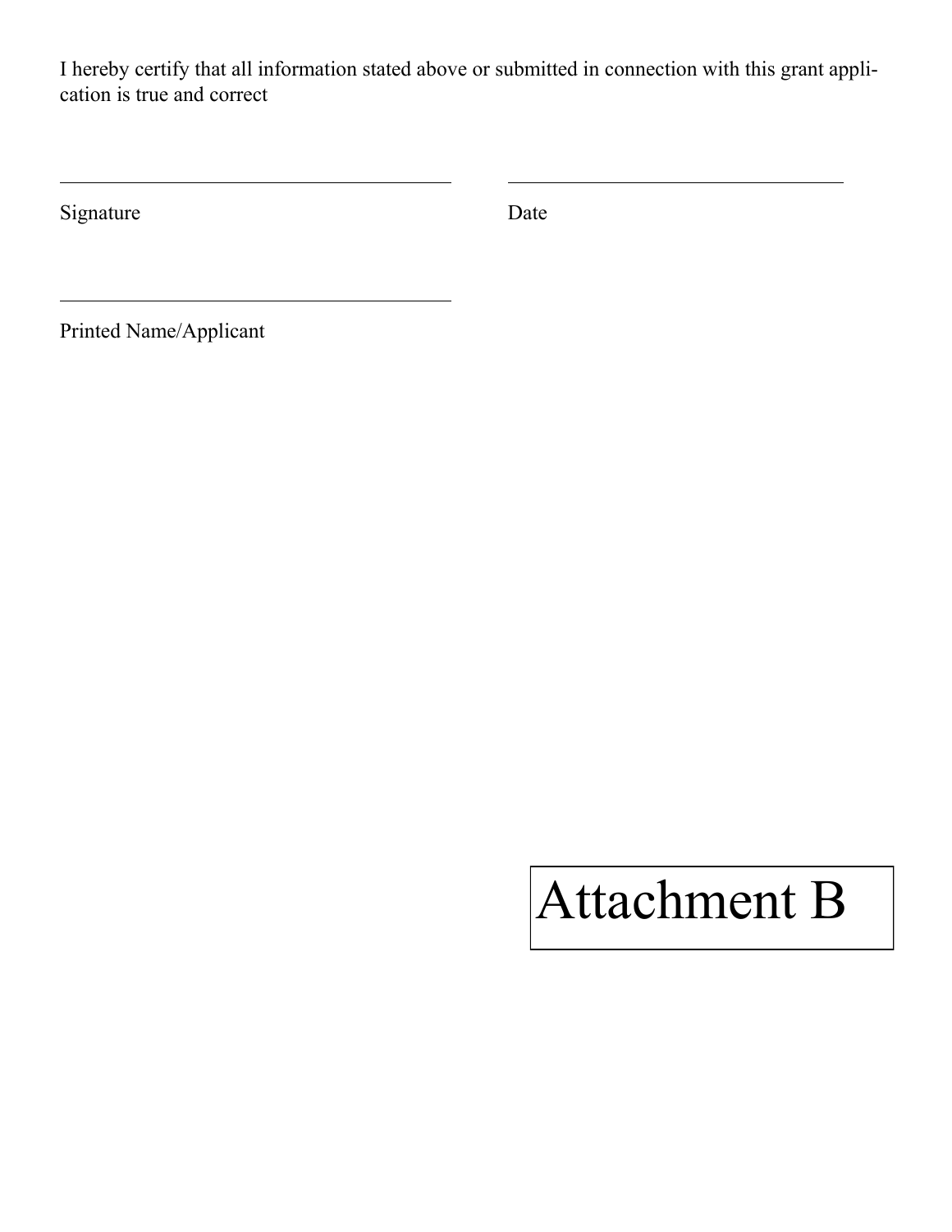I hereby certify that all information stated above or submitted in connection with this grant application is true and correct

\_\_\_\_\_\_\_\_\_\_\_\_\_\_\_\_\_\_\_\_\_\_\_\_\_\_\_\_\_\_\_\_\_\_\_\_\_\_\_\_ \_\_\_\_\_\_\_\_\_\_\_\_\_\_\_\_\_\_\_\_\_\_\_\_\_\_\_\_\_\_\_\_\_\_\_

Signature Date

\_\_\_\_\_\_\_\_\_\_\_\_\_\_\_\_\_\_\_\_\_\_\_\_\_\_\_\_\_\_\_\_\_\_\_\_\_\_\_\_

Printed Name/Applicant

Attachment B